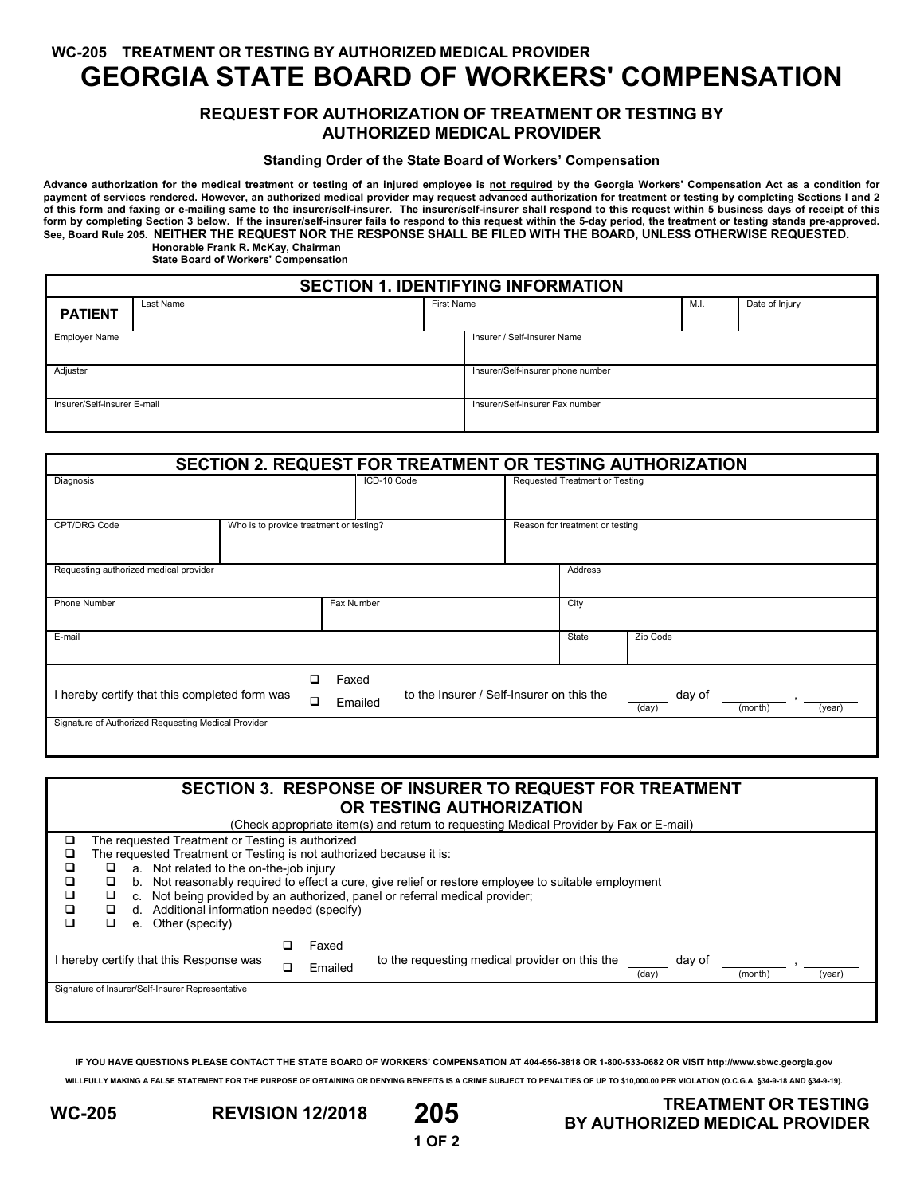WC-205 TREATMENT OR TESTING BY AUTHORIZED MEDICAL PROVIDER

# GEORGIA STATE BOARD OF WORKERS' COMPENSATION

## REQUEST FOR AUTHORIZATION OF TREATMENT OR TESTING BY AUTHORIZED MEDICAL PROVIDER

**Standing Order of the State Board of Workers' Compensation**

**Advance authorization for the medical treatment or testing of an injured employee is not required by the Georgia Workers' Compensation Act as a condition for payment of services rendered. However, an authorized medical provider may request advanced authorization for treatment or testing by completing Sections I and 2 of this form and faxing or e-mailing same to the insurer/self-insurer. The insurer/self-insurer shall respond to this request within 5 business days of receipt of this form by completing Section 3 below. If the insurer/self-insurer fails to respond to this request within the 5-day period, the treatment or testing stands pre-approved. See, Board Rule 205. NEITHER THE REQUEST NOR THE RESPONSE SHALL BE FILED WITH THE BOARD, UNLESS OTHERWISE REQUESTED.**

**Honorable Frank R. McKay, Chairman**
**State Board of Workers' Compensation**

### SECTION 1. IDENTIFYING INFORMATION

| PATIENT | Last Name | First Name | M.I. | Date of Injury |
|---|---|---|---|---|
| | | | | |

| | |
|---|---|
| Employer Name | Insurer / Self-Insurer Name |
| Adjuster | Insurer/Self-insurer phone number |
| Insurer/Self-insurer E-mail | Insurer/Self-insurer Fax number |

### SECTION 2. REQUEST FOR TREATMENT OR TESTING AUTHORIZATION

| | | |
|---|---|---|
| Diagnosis | ICD-10 Code | Requested Treatment or Testing |
| CPT/DRG Code | Who is to provide treatment or testing? | Reason for treatment or testing |

| | | | |
|---|---|---|---|
| Requesting authorized medical provider | | Address | |
| Phone Number | Fax Number | City | |
| E-mail | | State | Zip Code |

I hereby certify that this completed form was ☐ Faxed ☐ Emailed to the Insurer / Self-Insurer on this the ______ (day) day of ________ (month), ______ (year)

Signature of Authorized Requesting Medical Provider

### SECTION 3. RESPONSE OF INSURER TO REQUEST FOR TREATMENT OR TESTING AUTHORIZATION

(Check appropriate item(s) and return to requesting Medical Provider by Fax or E-mail)

- ☐ The requested Treatment or Testing is authorized
- ☐ The requested Treatment or Testing is not authorized because it is:
  - ☐ ☐ a. Not related to the on-the-job injury
  - ☐ ☐ b. Not reasonably required to effect a cure, give relief or restore employee to suitable employment
  - ☐ ☐ c. Not being provided by an authorized, panel or referral medical provider;
  - ☐ ☐ d. Additional information needed (specify)
  - ☐ ☐ e. Other (specify)

I hereby certify that this Response was ☐ Faxed ☐ Emailed to the requesting medical provider on this the ______ (day) day of ________ (month), ______ (year)

Signature of Insurer/Self-Insurer Representative

**IF YOU HAVE QUESTIONS PLEASE CONTACT THE STATE BOARD OF WORKERS' COMPENSATION AT 404-656-3818 OR 1-800-533-0682 OR VISIT http://www.sbwc.georgia.gov**

**WILLFULLY MAKING A FALSE STATEMENT FOR THE PURPOSE OF OBTAINING OR DENYING BENEFITS IS A CRIME SUBJECT TO PENALTIES OF UP TO $10,000.00 PER VIOLATION (O.C.G.A. §34-9-18 AND §34-9-19).**

**WC-205 REVISION 12/2018 205 TREATMENT OR TESTING BY AUTHORIZED MEDICAL PROVIDER**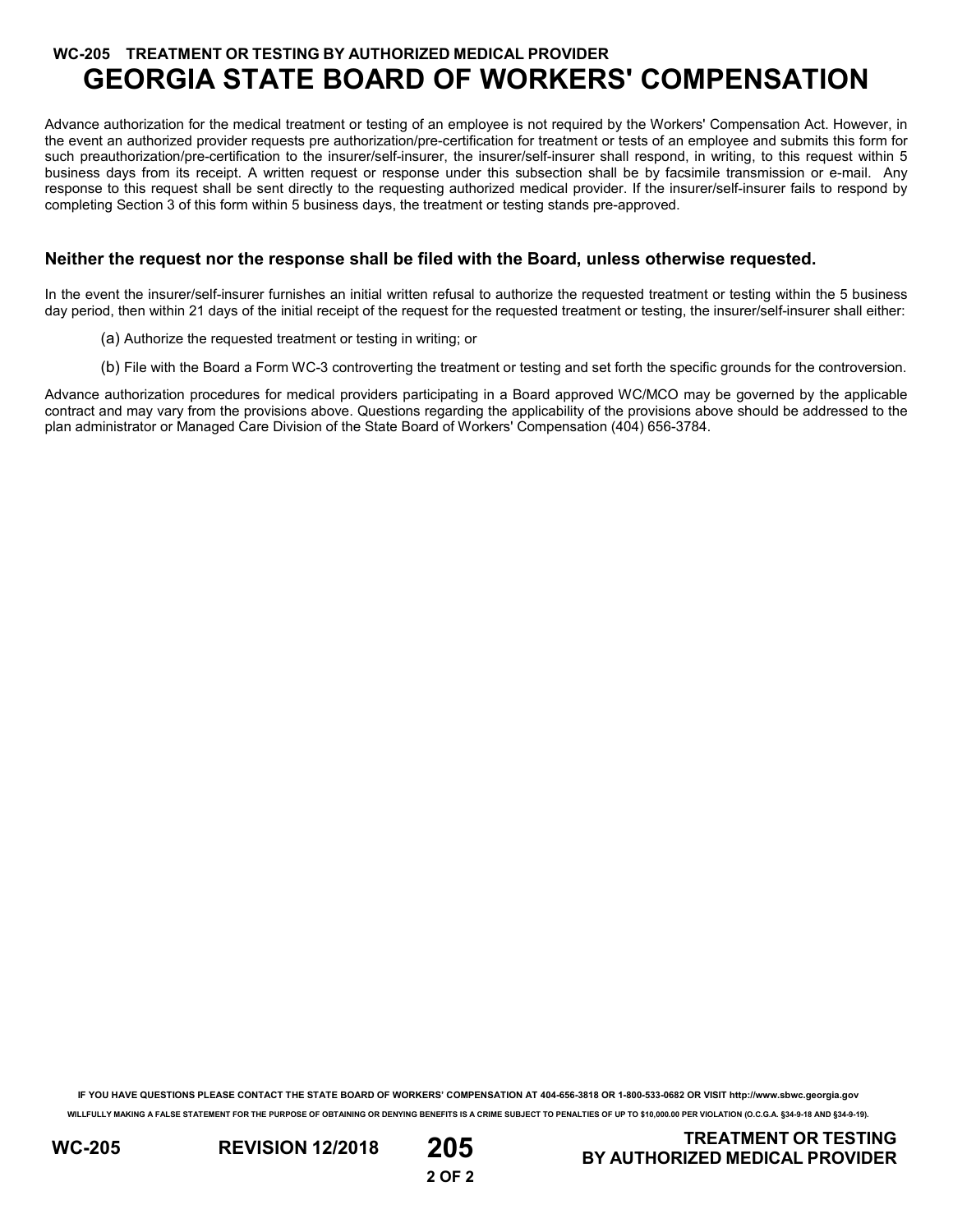# WC-205 TREATMENT OR TESTING BY AUTHORIZED MEDICAL PROVIDER

# GEORGIA STATE BOARD OF WORKERS' COMPENSATION

Advance authorization for the medical treatment or testing of an employee is not required by the Workers' Compensation Act. However, in the event an authorized provider requests pre authorization/pre-certification for treatment or tests of an employee and submits this form for such preauthorization/pre-certification to the insurer/self-insurer, the insurer/self-insurer shall respond, in writing, to this request within 5 business days from its receipt. A written request or response under this subsection shall be by facsimile transmission or e-mail. Any response to this request shall be sent directly to the requesting authorized medical provider. If the insurer/self-insurer fails to respond by completing Section 3 of this form within 5 business days, the treatment or testing stands pre-approved.

**Neither the request nor the response shall be filed with the Board, unless otherwise requested.**

In the event the insurer/self-insurer furnishes an initial written refusal to authorize the requested treatment or testing within the 5 business day period, then within 21 days of the initial receipt of the request for the requested treatment or testing, the insurer/self-insurer shall either:

(a) Authorize the requested treatment or testing in writing; or

(b) File with the Board a Form WC-3 controverting the treatment or testing and set forth the specific grounds for the controversion.

Advance authorization procedures for medical providers participating in a Board approved WC/MCO may be governed by the applicable contract and may vary from the provisions above. Questions regarding the applicability of the provisions above should be addressed to the plan administrator or Managed Care Division of the State Board of Workers' Compensation (404) 656-3784.

IF YOU HAVE QUESTIONS PLEASE CONTACT THE STATE BOARD OF WORKERS' COMPENSATION AT 404-656-3818 OR 1-800-533-0682 OR VISIT http://www.sbwc.georgia.gov

WILLFULLY MAKING A FALSE STATEMENT FOR THE PURPOSE OF OBTAINING OR DENYING BENEFITS IS A CRIME SUBJECT TO PENALTIES OF UP TO $10,000.00 PER VIOLATION (O.C.G.A. §34-9-18 AND §34-9-19).

WC-205 REVISION 12/2018 **205** TREATMENT OR TESTING BY AUTHORIZED MEDICAL PROVIDER